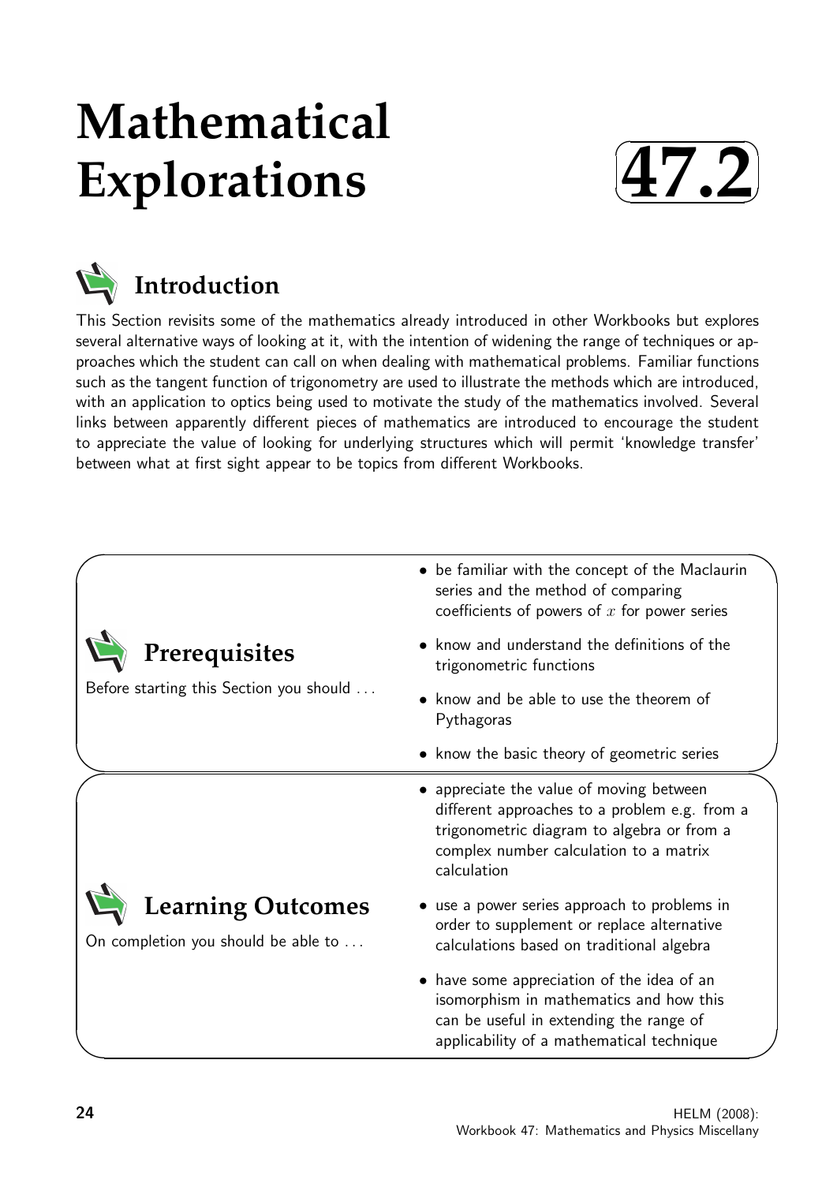# Mathematical Explorations

**47.2**

## Introduction

This Section revisits some of the mathematics already introduced in other Workbooks but explores several alternative ways of looking at it, with the intention of widening the range of techniques or approaches which the student can call on when dealing with mathematical problems. Familiar functions such as the tangent function of trigonometry are used to illustrate the methods which are introduced, with an application to optics being used to motivate the study of the mathematics involved. Several links between apparently different pieces of mathematics are introduced to encourage the student to appreciate the value of looking for underlying structures which will permit 'knowledge transfer' between what at first sight appear to be topics from different Workbooks.

## Prerequisites

Before starting this Section you should ...

- be familiar with the concept of the Maclaurin series and the method of comparing coefficients of powers of $x$ for power series
- know and understand the definitions of the trigonometric functions
- know and be able to use the theorem of Pythagoras
- know the basic theory of geometric series

## Learning Outcomes

On completion you should be able to ...

- appreciate the value of moving between different approaches to a problem e.g. from a trigonometric diagram to algebra or from a complex number calculation to a matrix calculation
- use a power series approach to problems in order to supplement or replace alternative calculations based on traditional algebra
- have some appreciation of the idea of an isomorphism in mathematics and how this can be useful in extending the range of applicability of a mathematical technique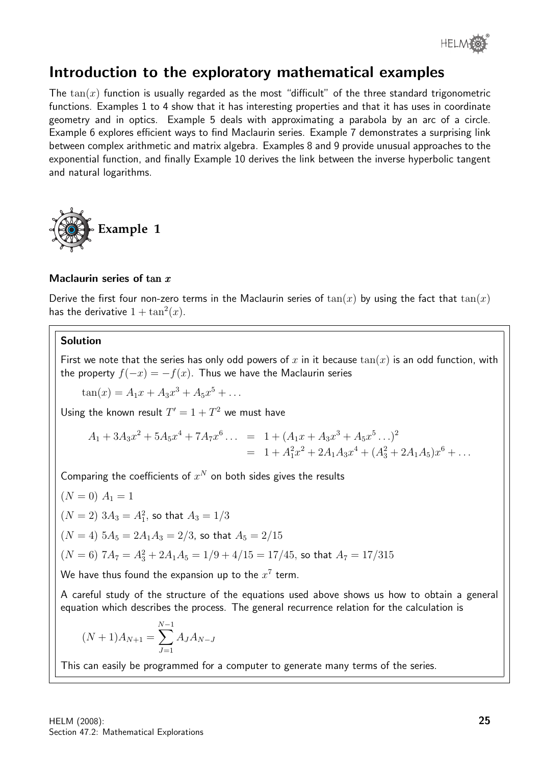## Introduction to the exploratory mathematical examples

The $\tan(x)$ function is usually regarded as the most "difficult" of the three standard trigonometric functions. Examples 1 to 4 show that it has interesting properties and that it has uses in coordinate geometry and in optics. Example 5 deals with approximating a parabola by an arc of a circle. Example 6 explores efficient ways to find Maclaurin series. Example 7 demonstrates a surprising link between complex arithmetic and matrix algebra. Examples 8 and 9 provide unusual approaches to the exponential function, and finally Example 10 derives the link between the inverse hyperbolic tangent and natural logarithms.

### Example 1

**Maclaurin series of $\tan x$**

Derive the first four non-zero terms in the Maclaurin series of $\tan(x)$ by using the fact that $\tan(x)$ has the derivative $1 + \tan^2(x)$.

**Solution**

First we note that the series has only odd powers of $x$ in it because $\tan(x)$ is an odd function, with the property $f(-x) = -f(x)$. Thus we have the Maclaurin series

$$\tan(x) = A_1 x + A_3 x^3 + A_5 x^5 + \ldots$$

Using the known result $T' = 1 + T^2$ we must have

$$\begin{aligned} A_1 + 3A_3x^2 + 5A_5x^4 + 7A_7x^6 \ldots &= 1 + (A_1x + A_3x^3 + A_5x^5 \ldots)^2 \\ &= 1 + A_1^2x^2 + 2A_1A_3x^4 + (A_3^2 + 2A_1A_5)x^6 + \ldots \end{aligned}$$

Comparing the coefficients of $x^N$ on both sides gives the results

$(N = 0)$ $A_1 = 1$

$(N = 2)$ $3A_3 = A_1^2$, so that $A_3 = 1/3$

$(N = 4)$ $5A_5 = 2A_1A_3 = 2/3$, so that $A_5 = 2/15$

$(N = 6)$ $7A_7 = A_3^2 + 2A_1A_5 = 1/9 + 4/15 = 17/45$, so that $A_7 = 17/315$

We have thus found the expansion up to the $x^7$ term.

A careful study of the structure of the equations used above shows us how to obtain a general equation which describes the process. The general recurrence relation for the calculation is

$$(N + 1)A_{N+1} = \sum_{J=1}^{N-1} A_J A_{N-J}$$

This can easily be programmed for a computer to generate many terms of the series.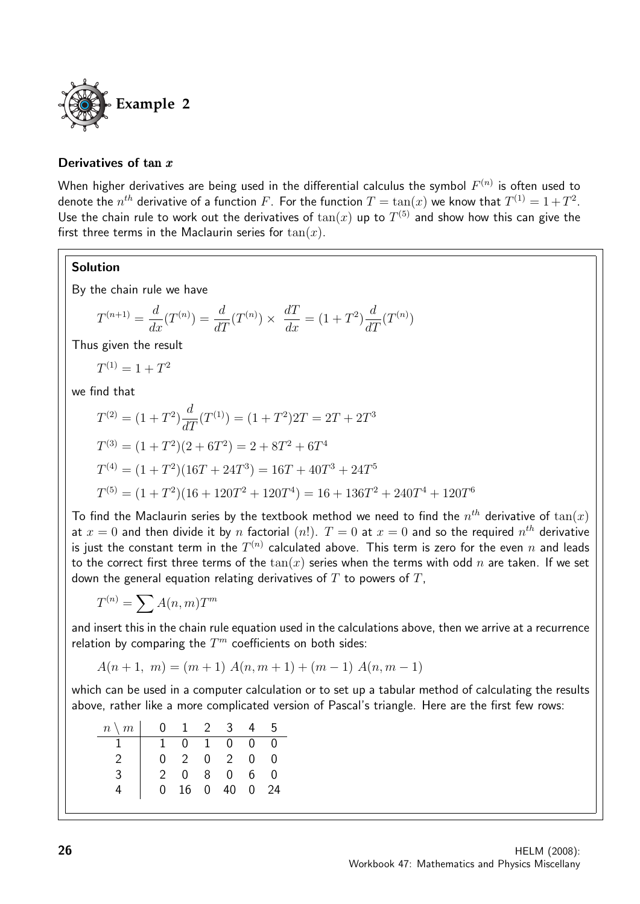## Example 2

### Derivatives of $\tan x$

When higher derivatives are being used in the differential calculus the symbol $F^{(n)}$ is often used to denote the $n^{th}$ derivative of a function $F$. For the function $T = \tan(x)$ we know that $T^{(1)} = 1 + T^2$. Use the chain rule to work out the derivatives of $\tan(x)$ up to $T^{(5)}$ and show how this can give the first three terms in the Maclaurin series for $\tan(x)$.

**Solution**

By the chain rule we have

$$T^{(n+1)} = \frac{d}{dx}(T^{(n)}) = \frac{d}{dT}(T^{(n)}) \times \frac{dT}{dx} = (1+T^2)\frac{d}{dT}(T^{(n)})$$

Thus given the result

$$T^{(1)} = 1 + T^2$$

we find that

$$T^{(2)} = (1+T^2)\frac{d}{dT}(T^{(1)}) = (1+T^2)2T = 2T + 2T^3$$

$$T^{(3)} = (1+T^2)(2+6T^2) = 2 + 8T^2 + 6T^4$$

$$T^{(4)} = (1+T^2)(16T + 24T^3) = 16T + 40T^3 + 24T^5$$

$$T^{(5)} = (1+T^2)(16 + 120T^2 + 120T^4) = 16 + 136T^2 + 240T^4 + 120T^6$$

To find the Maclaurin series by the textbook method we need to find the $n^{th}$ derivative of $\tan(x)$ at $x = 0$ and then divide it by $n$ factorial $(n!)$. $T = 0$ at $x = 0$ and so the required $n^{th}$ derivative is just the constant term in the $T^{(n)}$ calculated above. This term is zero for the even $n$ and leads to the correct first three terms of the $\tan(x)$ series when the terms with odd $n$ are taken. If we set down the general equation relating derivatives of $T$ to powers of $T$,

$$T^{(n)} = \sum A(n,m)T^m$$

and insert this in the chain rule equation used in the calculations above, then we arrive at a recurrence relation by comparing the $T^m$ coefficients on both sides:

$$A(n+1,\ m) = (m+1)\ A(n, m+1) + (m-1)\ A(n, m-1)$$

which can be used in a computer calculation or to set up a tabular method of calculating the results above, rather like a more complicated version of Pascal's triangle. Here are the first few rows:

| $n \setminus m$ | 0 | 1 | 2 | 3 | 4 | 5 |
|---|---|---|---|---|---|---|
| 1 | 1 | 0 | 1 | 0 | 0 | 0 |
| 2 | 0 | 2 | 0 | 2 | 0 | 0 |
| 3 | 2 | 0 | 8 | 0 | 6 | 0 |
| 4 | 0 | 16 | 0 | 40 | 0 | 24 |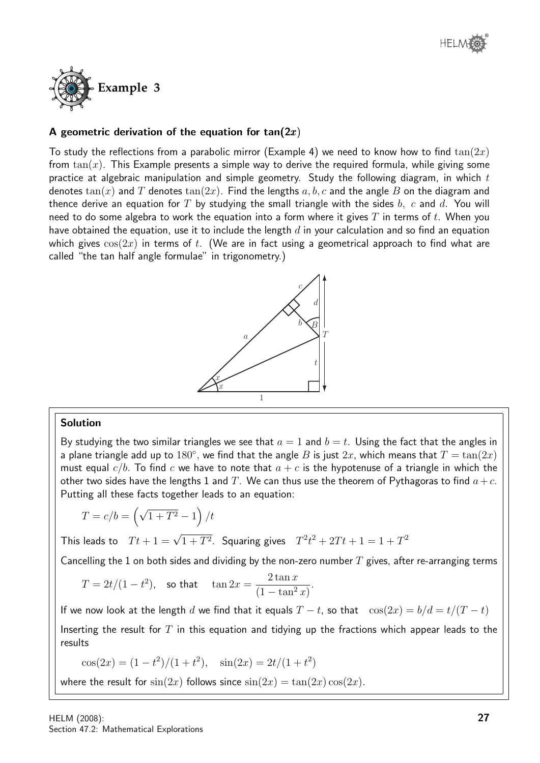# Example 3

## A geometric derivation of the equation for $\tan(2x)$

To study the reflections from a parabolic mirror (Example 4) we need to know how to find $\tan(2x)$ from $\tan(x)$. This Example presents a simple way to derive the required formula, while giving some practice at algebraic manipulation and simple geometry. Study the following diagram, in which $t$ denotes $\tan(x)$ and $T$ denotes $\tan(2x)$. Find the lengths $a, b, c$ and the angle $B$ on the diagram and thence derive an equation for $T$ by studying the small triangle with the sides $b$, $c$ and $d$. You will need to do some algebra to work the equation into a form where it gives $T$ in terms of $t$. When you have obtained the equation, use it to include the length $d$ in your calculation and so find an equation which gives $\cos(2x)$ in terms of $t$. (We are in fact using a geometrical approach to find what are called "the tan half angle formulae" in trigonometry.)

### Solution

By studying the two similar triangles we see that $a = 1$ and $b = t$. Using the fact that the angles in a plane triangle add up to $180^\circ$, we find that the angle $B$ is just $2x$, which means that $T = \tan(2x)$ must equal $c/b$. To find $c$ we have to note that $a + c$ is the hypotenuse of a triangle in which the other two sides have the lengths 1 and $T$. We can thus use the theorem of Pythagoras to find $a + c$. Putting all these facts together leads to an equation:

$$T = c/b = \left(\sqrt{1+T^2} - 1\right)/t$$

This leads to $\quad Tt + 1 = \sqrt{1+T^2}$. Squaring gives $\quad T^2t^2 + 2Tt + 1 = 1 + T^2$

Cancelling the 1 on both sides and dividing by the non-zero number $T$ gives, after re-arranging terms

$$T = 2t/(1-t^2), \quad \text{so that} \quad \tan 2x = \frac{2\tan x}{(1-\tan^2 x)}.$$

If we now look at the length $d$ we find that it equals $T - t$, so that $\quad \cos(2x) = b/d = t/(T-t)$

Inserting the result for $T$ in this equation and tidying up the fractions which appear leads to the results

$$\cos(2x) = (1-t^2)/(1+t^2), \quad \sin(2x) = 2t/(1+t^2)$$

where the result for $\sin(2x)$ follows since $\sin(2x) = \tan(2x)\cos(2x)$.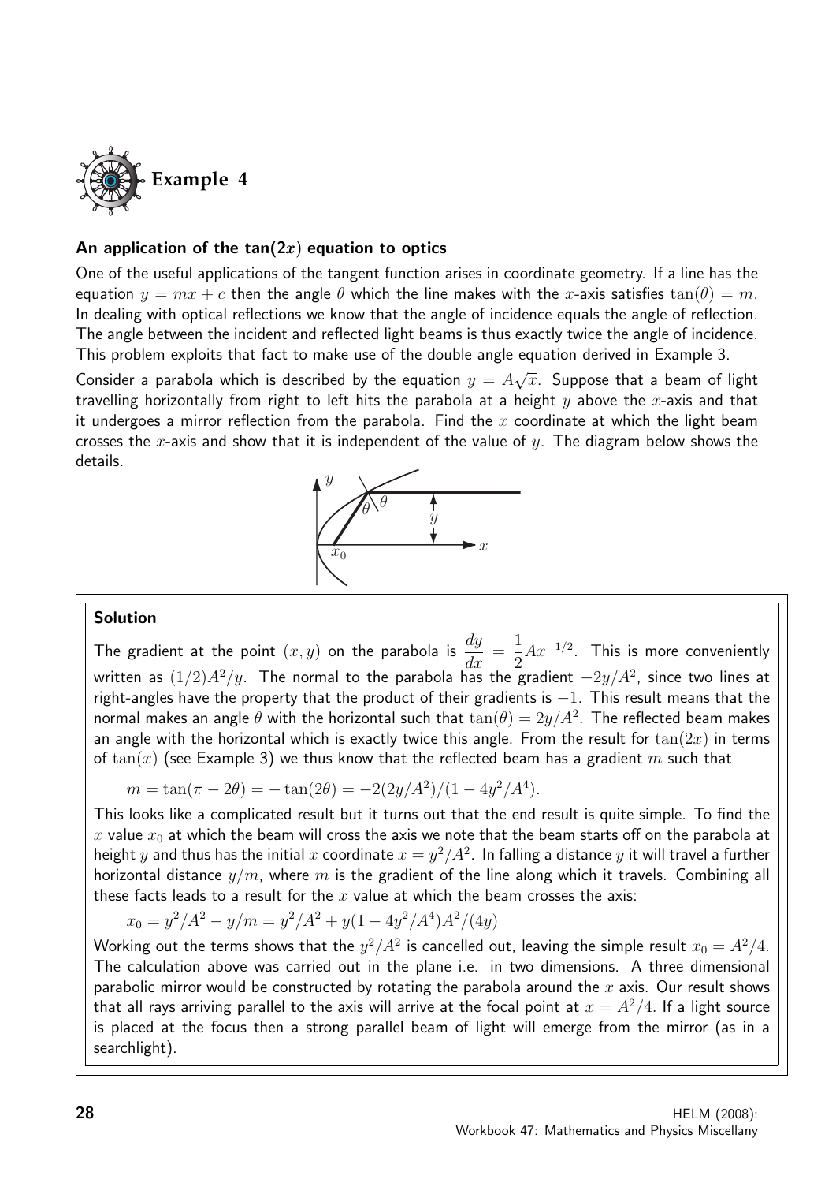# Example 4

### An application of the tan($2x$) equation to optics

One of the useful applications of the tangent function arises in coordinate geometry. If a line has the equation $y = mx + c$ then the angle $\theta$ which the line makes with the $x$-axis satisfies $\tan(\theta) = m$. In dealing with optical reflections we know that the angle of incidence equals the angle of reflection. The angle between the incident and reflected light beams is thus exactly twice the angle of incidence. This problem exploits that fact to make use of the double angle equation derived in Example 3.

Consider a parabola which is described by the equation $y = A\sqrt{x}$. Suppose that a beam of light travelling horizontally from right to left hits the parabola at a height $y$ above the $x$-axis and that it undergoes a mirror reflection from the parabola. Find the $x$ coordinate at which the light beam crosses the $x$-axis and show that it is independent of the value of $y$. The diagram below shows the details.

### Solution

The gradient at the point $(x, y)$ on the parabola is $\dfrac{dy}{dx} = \dfrac{1}{2}Ax^{-1/2}$. This is more conveniently written as $(1/2)A^2/y$. The normal to the parabola has the gradient $-2y/A^2$, since two lines at right-angles have the property that the product of their gradients is $-1$. This result means that the normal makes an angle $\theta$ with the horizontal such that $\tan(\theta) = 2y/A^2$. The reflected beam makes an angle with the horizontal which is exactly twice this angle. From the result for $\tan(2x)$ in terms of $\tan(x)$ (see Example 3) we thus know that the reflected beam has a gradient $m$ such that

$$m = \tan(\pi - 2\theta) = -\tan(2\theta) = -2(2y/A^2)/(1 - 4y^2/A^4).$$

This looks like a complicated result but it turns out that the end result is quite simple. To find the $x$ value $x_0$ at which the beam will cross the axis we note that the beam starts off on the parabola at height $y$ and thus has the initial $x$ coordinate $x = y^2/A^2$. In falling a distance $y$ it will travel a further horizontal distance $y/m$, where $m$ is the gradient of the line along which it travels. Combining all these facts leads to a result for the $x$ value at which the beam crosses the axis:

$$x_0 = y^2/A^2 - y/m = y^2/A^2 + y(1 - 4y^2/A^4)A^2/(4y)$$

Working out the terms shows that the $y^2/A^2$ is cancelled out, leaving the simple result $x_0 = A^2/4$. The calculation above was carried out in the plane i.e. in two dimensions. A three dimensional parabolic mirror would be constructed by rotating the parabola around the $x$ axis. Our result shows that all rays arriving parallel to the axis will arrive at the focal point at $x = A^2/4$. If a light source is placed at the focus then a strong parallel beam of light will emerge from the mirror (as in a searchlight).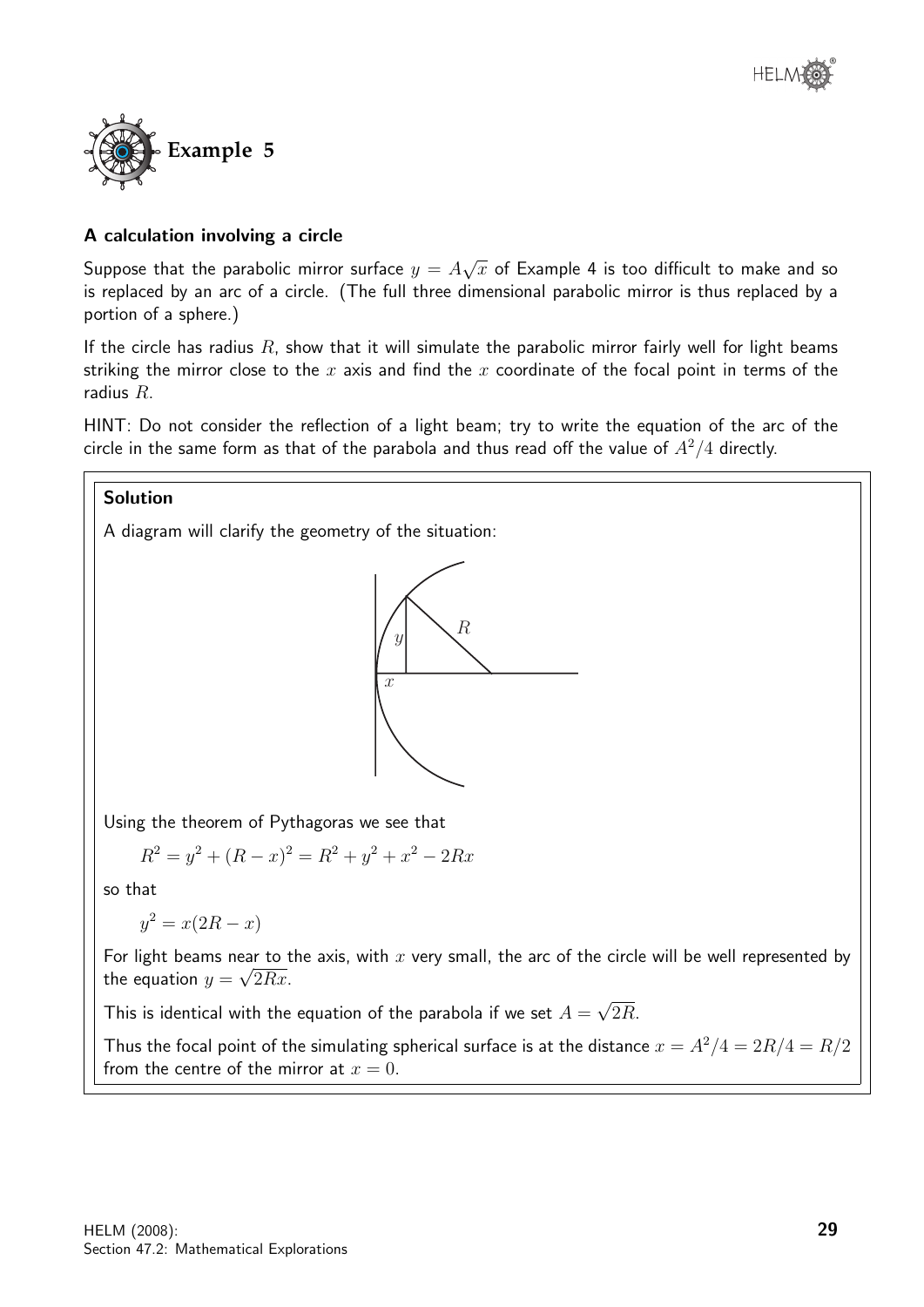# Example 5

### A calculation involving a circle

Suppose that the parabolic mirror surface $y = A\sqrt{x}$ of Example 4 is too difficult to make and so is replaced by an arc of a circle. (The full three dimensional parabolic mirror is thus replaced by a portion of a sphere.)

If the circle has radius $R$, show that it will simulate the parabolic mirror fairly well for light beams striking the mirror close to the $x$ axis and find the $x$ coordinate of the focal point in terms of the radius $R$.

HINT: Do not consider the reflection of a light beam; try to write the equation of the arc of the circle in the same form as that of the parabola and thus read off the value of $A^2/4$ directly.

**Solution**

A diagram will clarify the geometry of the situation:

Using the theorem of Pythagoras we see that

$$R^2 = y^2 + (R - x)^2 = R^2 + y^2 + x^2 - 2Rx$$

so that

$$y^2 = x(2R - x)$$

For light beams near to the axis, with $x$ very small, the arc of the circle will be well represented by the equation $y = \sqrt{2Rx}$.

This is identical with the equation of the parabola if we set $A = \sqrt{2R}$.

Thus the focal point of the simulating spherical surface is at the distance $x = A^2/4 = 2R/4 = R/2$ from the centre of the mirror at $x = 0$.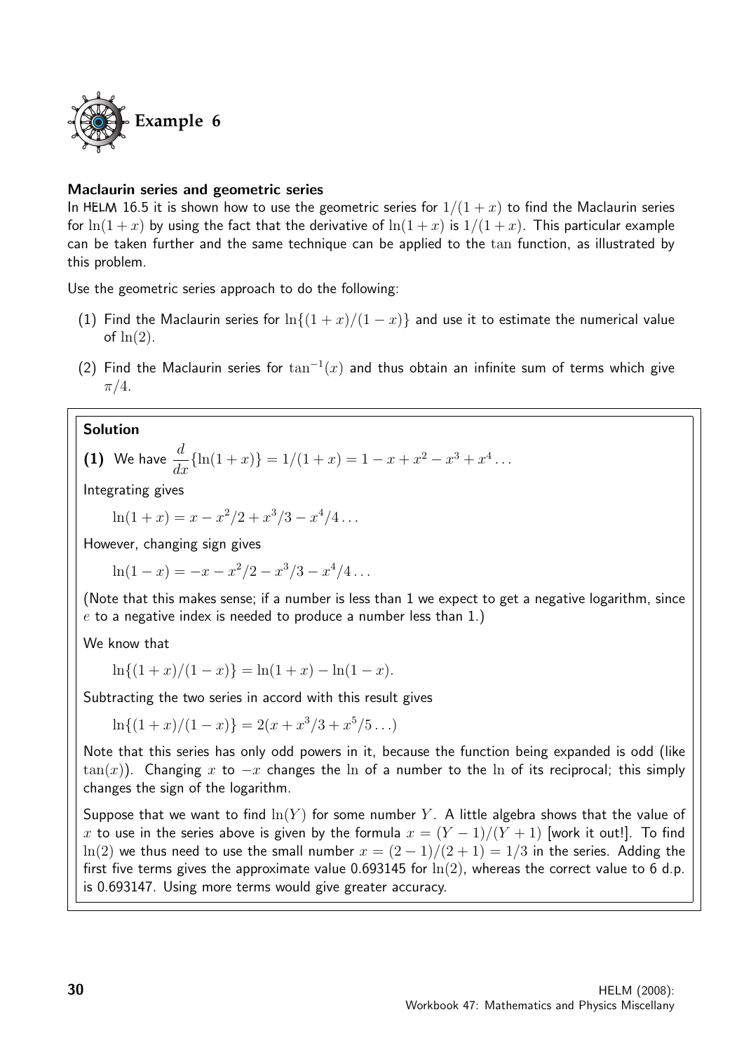## Example 6

**Maclaurin series and geometric series**

In HELM 16.5 it is shown how to use the geometric series for $1/(1+x)$ to find the Maclaurin series for $\ln(1+x)$ by using the fact that the derivative of $\ln(1+x)$ is $1/(1+x)$. This particular example can be taken further and the same technique can be applied to the $\tan$ function, as illustrated by this problem.

Use the geometric series approach to do the following:

(1) Find the Maclaurin series for $\ln\{(1+x)/(1-x)\}$ and use it to estimate the numerical value of $\ln(2)$.

(2) Find the Maclaurin series for $\tan^{-1}(x)$ and thus obtain an infinite sum of terms which give $\pi/4$.

**Solution**

**(1)** We have $\dfrac{d}{dx}\{\ln(1+x)\} = 1/(1+x) = 1 - x + x^2 - x^3 + x^4 \ldots$

Integrating gives

$$\ln(1+x) = x - x^2/2 + x^3/3 - x^4/4 \ldots$$

However, changing sign gives

$$\ln(1-x) = -x - x^2/2 - x^3/3 - x^4/4 \ldots$$

(Note that this makes sense; if a number is less than 1 we expect to get a negative logarithm, since $e$ to a negative index is needed to produce a number less than 1.)

We know that

$$\ln\{(1+x)/(1-x)\} = \ln(1+x) - \ln(1-x).$$

Subtracting the two series in accord with this result gives

$$\ln\{(1+x)/(1-x)\} = 2(x + x^3/3 + x^5/5 \ldots)$$

Note that this series has only odd powers in it, because the function being expanded is odd (like $\tan(x)$). Changing $x$ to $-x$ changes the $\ln$ of a number to the $\ln$ of its reciprocal; this simply changes the sign of the logarithm.

Suppose that we want to find $\ln(Y)$ for some number $Y$. A little algebra shows that the value of $x$ to use in the series above is given by the formula $x = (Y-1)/(Y+1)$ [work it out!]. To find $\ln(2)$ we thus need to use the small number $x = (2-1)/(2+1) = 1/3$ in the series. Adding the first five terms gives the approximate value 0.693145 for $\ln(2)$, whereas the correct value to 6 d.p. is 0.693147. Using more terms would give greater accuracy.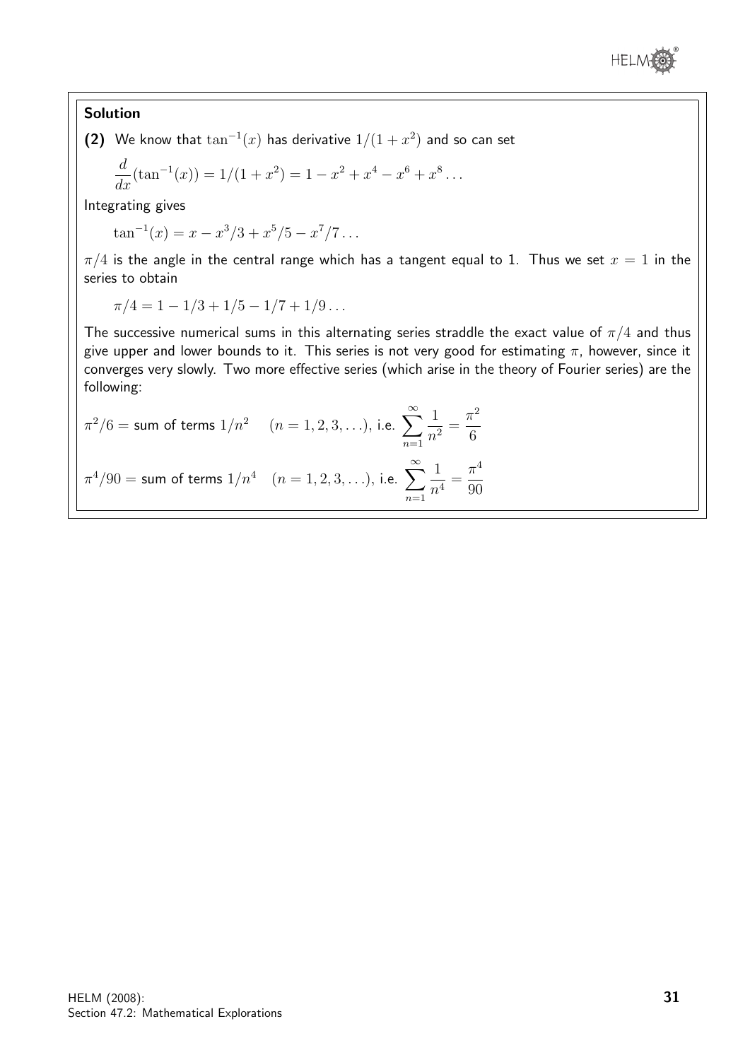**Solution**

**(2)** We know that $\tan^{-1}(x)$ has derivative $1/(1+x^2)$ and so can set

$$\frac{d}{dx}(\tan^{-1}(x)) = 1/(1+x^2) = 1 - x^2 + x^4 - x^6 + x^8 \ldots$$

Integrating gives

$$\tan^{-1}(x) = x - x^3/3 + x^5/5 - x^7/7 \ldots$$

$\pi/4$ is the angle in the central range which has a tangent equal to 1. Thus we set $x = 1$ in the series to obtain

$$\pi/4 = 1 - 1/3 + 1/5 - 1/7 + 1/9 \ldots$$

The successive numerical sums in this alternating series straddle the exact value of $\pi/4$ and thus give upper and lower bounds to it. This series is not very good for estimating $\pi$, however, since it converges very slowly. Two more effective series (which arise in the theory of Fourier series) are the following:

$\pi^2/6 =$ sum of terms $1/n^2 \quad (n = 1, 2, 3, \ldots)$, i.e. $\displaystyle\sum_{n=1}^{\infty} \frac{1}{n^2} = \frac{\pi^2}{6}$

$\pi^4/90 =$ sum of terms $1/n^4 \quad (n = 1, 2, 3, \ldots)$, i.e. $\displaystyle\sum_{n=1}^{\infty} \frac{1}{n^4} = \frac{\pi^4}{90}$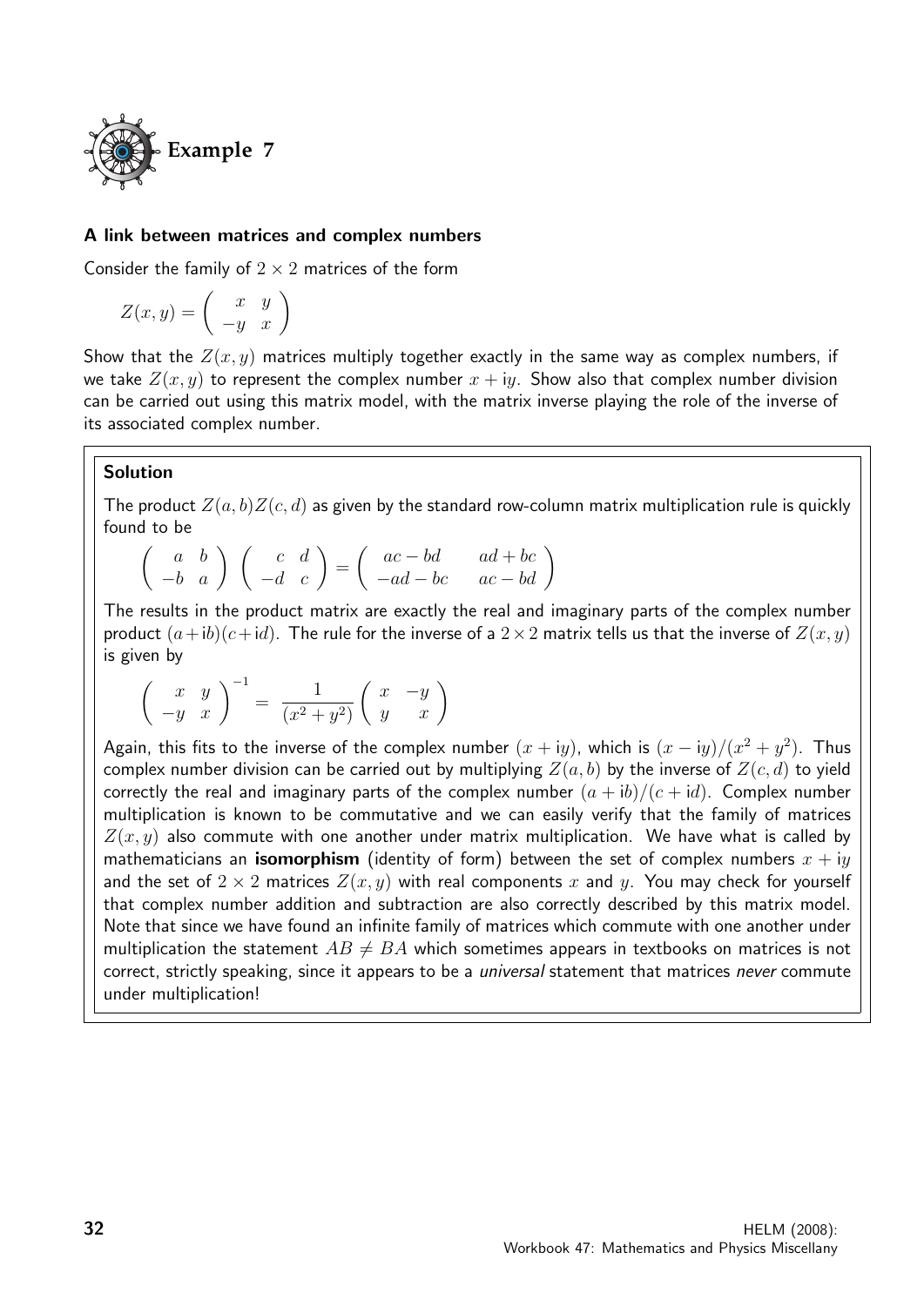## Example 7

### A link between matrices and complex numbers

Consider the family of $2 \times 2$ matrices of the form

$$Z(x, y) = \begin{pmatrix} x & y \\ -y & x \end{pmatrix}$$

Show that the $Z(x, y)$ matrices multiply together exactly in the same way as complex numbers, if we take $Z(x, y)$ to represent the complex number $x + iy$. Show also that complex number division can be carried out using this matrix model, with the matrix inverse playing the role of the inverse of its associated complex number.

#### Solution

The product $Z(a, b)Z(c, d)$ as given by the standard row-column matrix multiplication rule is quickly found to be

$$\begin{pmatrix} a & b \\ -b & a \end{pmatrix} \begin{pmatrix} c & d \\ -d & c \end{pmatrix} = \begin{pmatrix} ac - bd & ad + bc \\ -ad - bc & ac - bd \end{pmatrix}$$

The results in the product matrix are exactly the real and imaginary parts of the complex number product $(a + \text{i}b)(c + \text{i}d)$. The rule for the inverse of a $2 \times 2$ matrix tells us that the inverse of $Z(x, y)$ is given by

$$\begin{pmatrix} x & y \\ -y & x \end{pmatrix}^{-1} = \frac{1}{(x^2 + y^2)} \begin{pmatrix} x & -y \\ y & x \end{pmatrix}$$

Again, this fits to the inverse of the complex number $(x + \text{i}y)$, which is $(x - \text{i}y)/(x^2 + y^2)$. Thus complex number division can be carried out by multiplying $Z(a, b)$ by the inverse of $Z(c, d)$ to yield correctly the real and imaginary parts of the complex number $(a + \text{i}b)/(c + \text{i}d)$. Complex number multiplication is known to be commutative and we can easily verify that the family of matrices $Z(x, y)$ also commute with one another under matrix multiplication. We have what is called by mathematicians an **isomorphism** (identity of form) between the set of complex numbers $x + \text{i}y$ and the set of $2 \times 2$ matrices $Z(x, y)$ with real components $x$ and $y$. You may check for yourself that complex number addition and subtraction are also correctly described by this matrix model. Note that since we have found an infinite family of matrices which commute with one another under multiplication the statement $AB \neq BA$ which sometimes appears in textbooks on matrices is not correct, strictly speaking, since it appears to be a *universal* statement that matrices *never* commute under multiplication!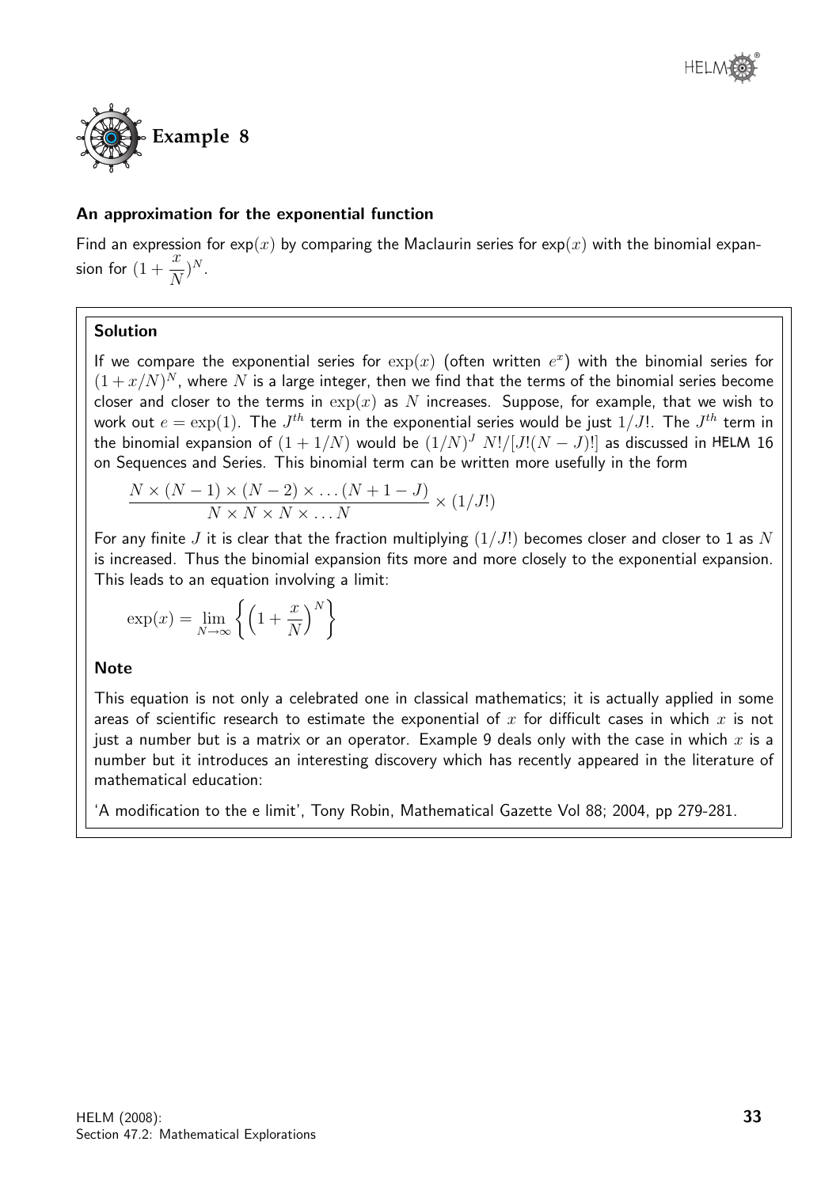## Example 8

### An approximation for the exponential function

Find an expression for $\exp(x)$ by comparing the Maclaurin series for $\exp(x)$ with the binomial expansion for $(1+\dfrac{x}{N})^N$.

**Solution**

If we compare the exponential series for $\exp(x)$ (often written $e^x$) with the binomial series for $(1+x/N)^N$, where $N$ is a large integer, then we find that the terms of the binomial series become closer and closer to the terms in $\exp(x)$ as $N$ increases. Suppose, for example, that we wish to work out $e = \exp(1)$. The $J^{th}$ term in the exponential series would be just $1/J!$. The $J^{th}$ term in the binomial expansion of $(1+1/N)$ would be $(1/N)^J \; N!/[J!(N-J)!]$ as discussed in HELM 16 on Sequences and Series. This binomial term can be written more usefully in the form

$$\frac{N \times (N-1) \times (N-2) \times \dots (N+1-J)}{N \times N \times N \times \dots N} \times (1/J!)$$

For any finite $J$ it is clear that the fraction multiplying $(1/J!)$ becomes closer and closer to 1 as $N$ is increased. Thus the binomial expansion fits more and more closely to the exponential expansion. This leads to an equation involving a limit:

$$\exp(x) = \lim_{N\to\infty} \left\{ \left(1+\frac{x}{N}\right)^N \right\}$$

**Note**

This equation is not only a celebrated one in classical mathematics; it is actually applied in some areas of scientific research to estimate the exponential of $x$ for difficult cases in which $x$ is not just a number but is a matrix or an operator. Example 9 deals only with the case in which $x$ is a number but it introduces an interesting discovery which has recently appeared in the literature of mathematical education:

'A modification to the e limit', Tony Robin, Mathematical Gazette Vol 88; 2004, pp 279-281.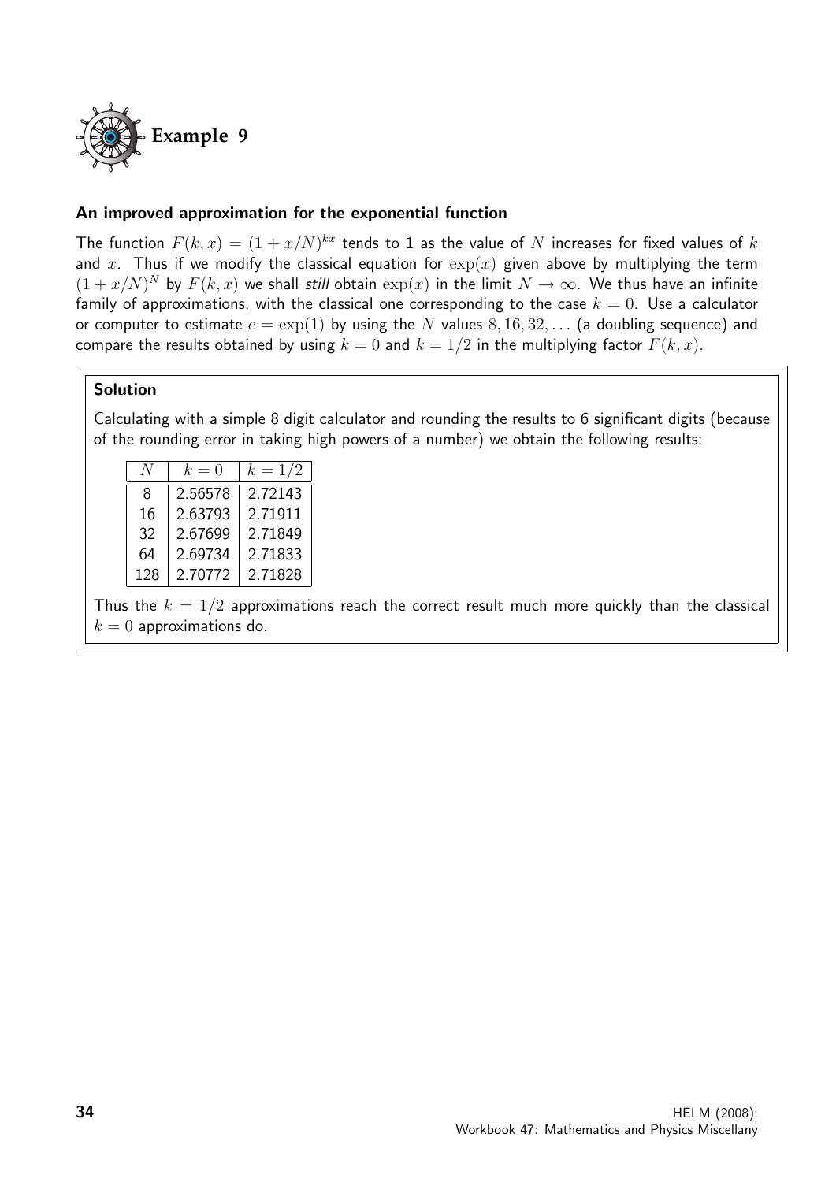## Example 9

### An improved approximation for the exponential function

The function $F(k, x) = (1 + x/N)^{kx}$ tends to 1 as the value of $N$ increases for fixed values of $k$ and $x$. Thus if we modify the classical equation for $\exp(x)$ given above by multiplying the term $(1 + x/N)^N$ by $F(k, x)$ we shall *still* obtain $\exp(x)$ in the limit $N \to \infty$. We thus have an infinite family of approximations, with the classical one corresponding to the case $k = 0$. Use a calculator or computer to estimate $e = \exp(1)$ by using the $N$ values $8, 16, 32, \ldots$ (a doubling sequence) and compare the results obtained by using $k = 0$ and $k = 1/2$ in the multiplying factor $F(k, x)$.

#### Solution

Calculating with a simple 8 digit calculator and rounding the results to 6 significant digits (because of the rounding error in taking high powers of a number) we obtain the following results:

| $N$ | $k = 0$ | $k = 1/2$ |
|---|---|---|
| 8 | 2.56578 | 2.72143 |
| 16 | 2.63793 | 2.71911 |
| 32 | 2.67699 | 2.71849 |
| 64 | 2.69734 | 2.71833 |
| 128 | 2.70772 | 2.71828 |

Thus the $k = 1/2$ approximations reach the correct result much more quickly than the classical $k = 0$ approximations do.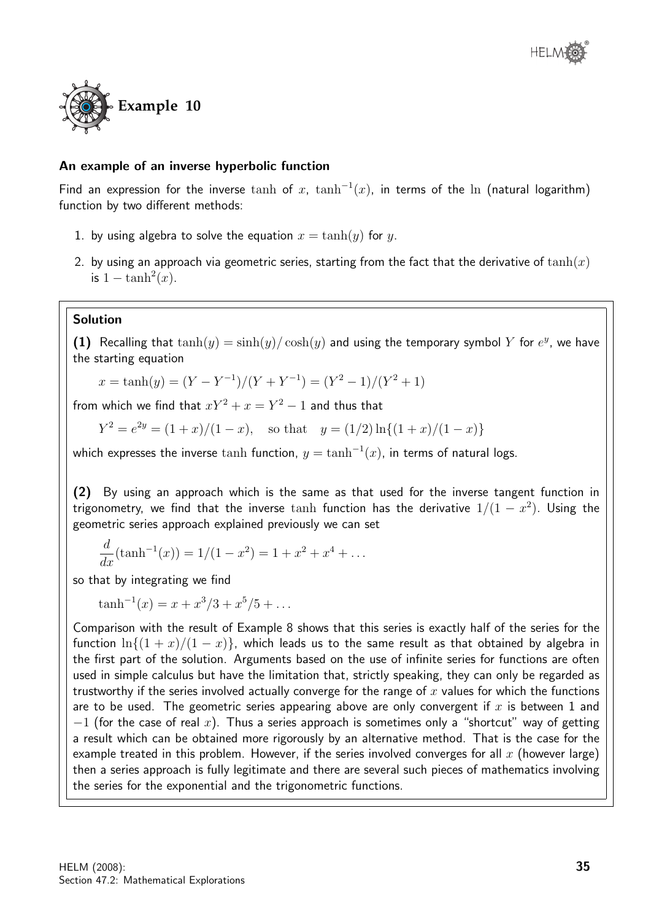## Example 10

**An example of an inverse hyperbolic function**

Find an expression for the inverse $\tanh$ of $x$, $\tanh^{-1}(x)$, in terms of the $\ln$ (natural logarithm) function by two different methods:

1. by using algebra to solve the equation $x = \tanh(y)$ for $y$.
2. by using an approach via geometric series, starting from the fact that the derivative of $\tanh(x)$ is $1 - \tanh^2(x)$.

**Solution**

**(1)** Recalling that $\tanh(y) = \sinh(y)/\cosh(y)$ and using the temporary symbol $Y$ for $e^y$, we have the starting equation

$$x = \tanh(y) = (Y - Y^{-1})/(Y + Y^{-1}) = (Y^2 - 1)/(Y^2 + 1)$$

from which we find that $xY^2 + x = Y^2 - 1$ and thus that

$$Y^2 = e^{2y} = (1 + x)/(1 - x), \quad \text{so that} \quad y = (1/2)\ln\{(1 + x)/(1 - x)\}$$

which expresses the inverse $\tanh$ function, $y = \tanh^{-1}(x)$, in terms of natural logs.

**(2)** By using an approach which is the same as that used for the inverse tangent function in trigonometry, we find that the inverse $\tanh$ function has the derivative $1/(1 - x^2)$. Using the geometric series approach explained previously we can set

$$\frac{d}{dx}(\tanh^{-1}(x)) = 1/(1 - x^2) = 1 + x^2 + x^4 + \ldots$$

so that by integrating we find

$$\tanh^{-1}(x) = x + x^3/3 + x^5/5 + \ldots$$

Comparison with the result of Example 8 shows that this series is exactly half of the series for the function $\ln\{(1 + x)/(1 - x)\}$, which leads us to the same result as that obtained by algebra in the first part of the solution. Arguments based on the use of infinite series for functions are often used in simple calculus but have the limitation that, strictly speaking, they can only be regarded as trustworthy if the series involved actually converge for the range of $x$ values for which the functions are to be used. The geometric series appearing above are only convergent if $x$ is between 1 and $-1$ (for the case of real $x$). Thus a series approach is sometimes only a "shortcut" way of getting a result which can be obtained more rigorously by an alternative method. That is the case for the example treated in this problem. However, if the series involved converges for all $x$ (however large) then a series approach is fully legitimate and there are several such pieces of mathematics involving the series for the exponential and the trigonometric functions.